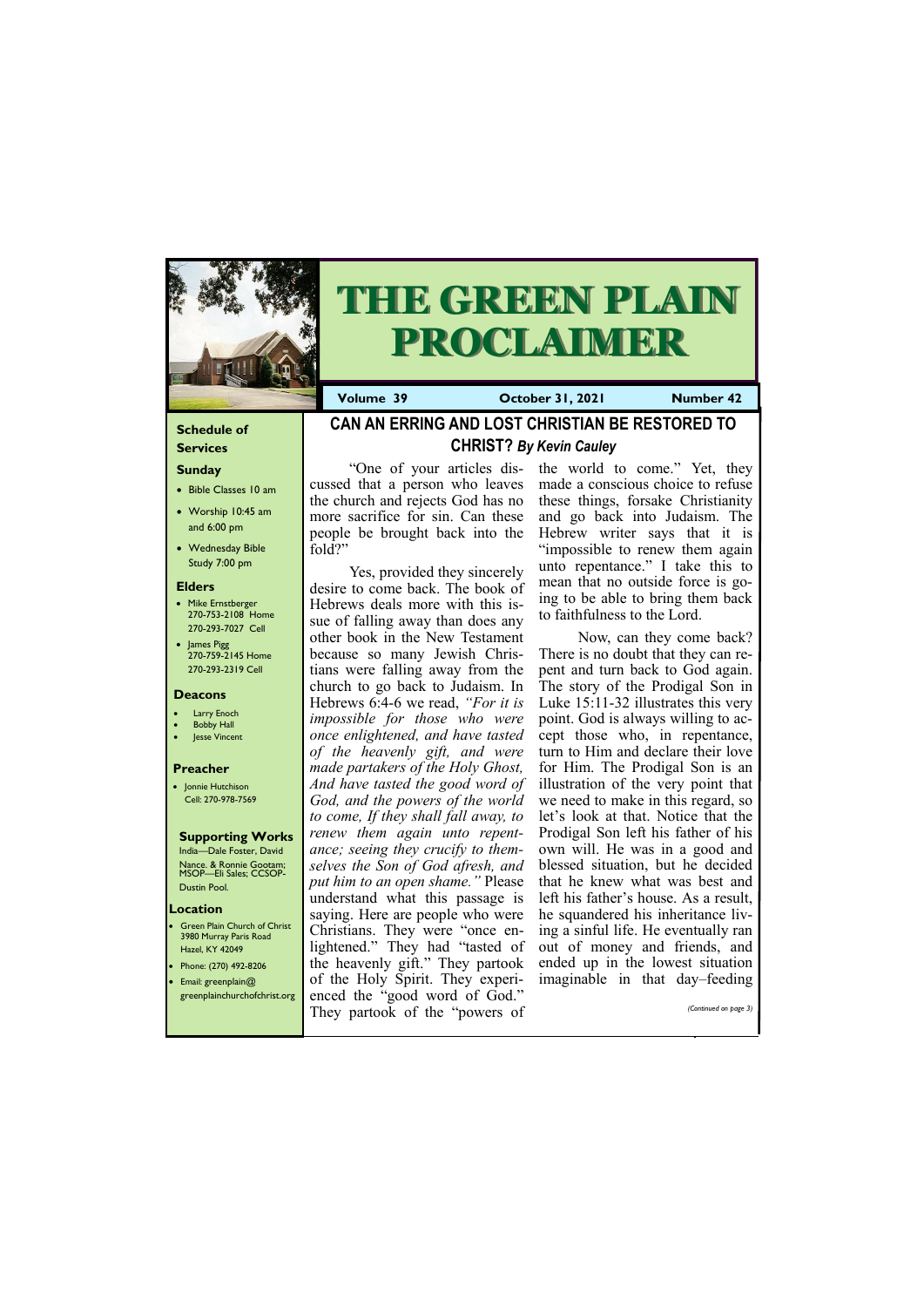# THE GREEN PLAIN PROCLAIMER

**Volume 39** **October 31, 2021** **Number 42**

## Schedule of Services

### Sunday

- Bible Classes 10 am
- Worship 10:45 am and 6:00 pm
- Wednesday Bible Study 7:00 pm

### Elders

- Mike Ernstberger 270-753-2108 Home 270-293-7027 Cell
- James Pigg 270-759-2145 Home 270-293-2319 Cell

### Deacons

- Larry Enoch
- Bobby Hall
- Jesse Vincent

### Preacher

- Jonnie Hutchison Cell: 270-978-7569

### Supporting Works

India—Dale Foster, David Nance. & Ronnie Gootam; MSOP—Eli Sales; CCSOP-Dustin Pool.

### Location

- Green Plain Church of Christ 3980 Murray Paris Road Hazel, KY 42049
- Phone: (270) 492-8206
- Email: greenplain@greenplainchurchofchrist.org

## CAN AN ERRING AND LOST CHRISTIAN BE RESTORED TO CHRIST? *By Kevin Cauley*

"One of your articles discussed that a person who leaves the church and rejects God has no more sacrifice for sin. Can these people be brought back into the fold?"

Yes, provided they sincerely desire to come back. The book of Hebrews deals more with this issue of falling away than does any other book in the New Testament because so many Jewish Christians were falling away from the church to go back to Judaism. In Hebrews 6:4-6 we read, *"For it is impossible for those who were once enlightened, and have tasted of the heavenly gift, and were made partakers of the Holy Ghost, And have tasted the good word of God, and the powers of the world to come, If they shall fall away, to renew them again unto repentance; seeing they crucify to themselves the Son of God afresh, and put him to an open shame."* Please understand what this passage is saying. Here are people who were Christians. They were "once enlightened." They had "tasted of the heavenly gift." They partook of the Holy Spirit. They experienced the "good word of God." They partook of the "powers of the world to come." Yet, they made a conscious choice to refuse these things, forsake Christianity and go back into Judaism. The Hebrew writer says that it is "impossible to renew them again unto repentance." I take this to mean that no outside force is going to be able to bring them back to faithfulness to the Lord.

Now, can they come back? There is no doubt that they can repent and turn back to God again. The story of the Prodigal Son in Luke 15:11-32 illustrates this very point. God is always willing to accept those who, in repentance, turn to Him and declare their love for Him. The Prodigal Son is an illustration of the very point that we need to make in this regard, so let's look at that. Notice that the Prodigal Son left his father of his own will. He was in a good and blessed situation, but he decided that he knew what was best and left his father's house. As a result, he squandered his inheritance living a sinful life. He eventually ran out of money and friends, and ended up in the lowest situation imaginable in that day–feeding

*(Continued on page 3)*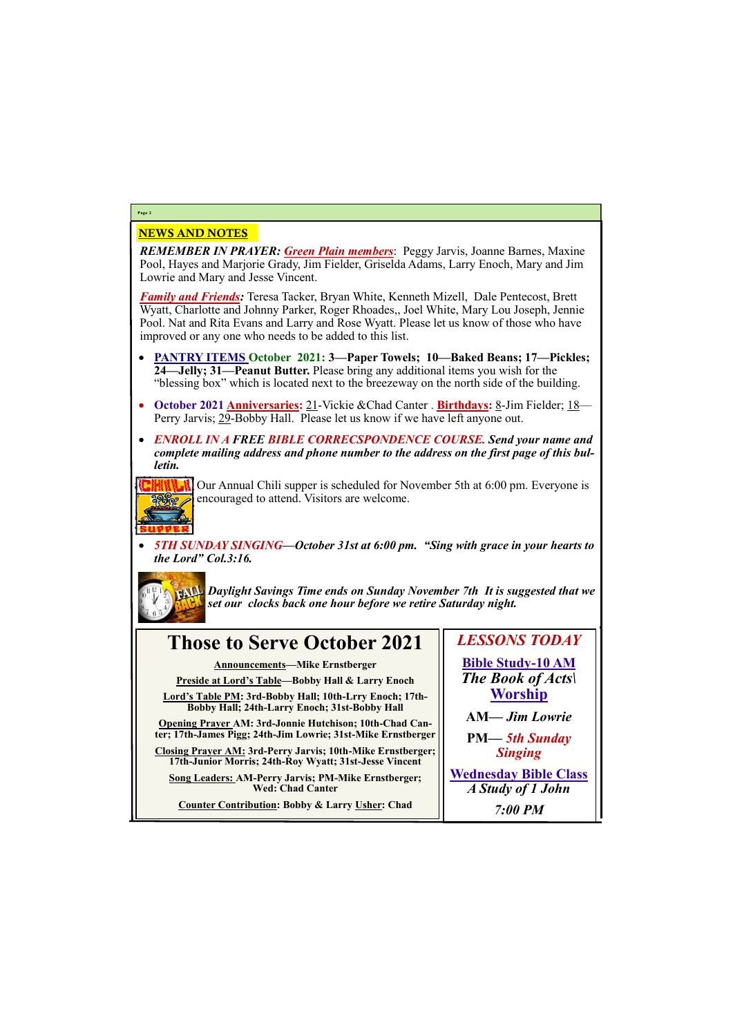## NEWS AND NOTES

***REMEMBER IN PRAYER:*** ***Green Plain members***: Peggy Jarvis, Joanne Barnes, Maxine Pool, Hayes and Marjorie Grady, Jim Fielder, Griselda Adams, Larry Enoch, Mary and Jim Lowrie and Mary and Jesse Vincent.

***Family and Friends:*** Teresa Tacker, Bryan White, Kenneth Mizell, Dale Pentecost, Brett Wyatt, Charlotte and Johnny Parker, Roger Rhoades,, Joel White, Mary Lou Joseph, Jennie Pool. Nat and Rita Evans and Larry and Rose Wyatt. Please let us know of those who have improved or any one who needs to be added to this list.

- **PANTRY ITEMS October 2021: 3—Paper Towels; 10—Baked Beans; 17—Pickles; 24—Jelly; 31—Peanut Butter.** Please bring any additional items you wish for the "blessing box" which is located next to the breezeway on the north side of the building.
- **October 2021 Anniversaries:** 21-Vickie &Chad Canter . **Birthdays:** 8-Jim Fielder; 18—Perry Jarvis; 29-Bobby Hall. Please let us know if we have left anyone out.
- ***ENROLL IN A FREE BIBLE CORRECSPONDENCE COURSE. Send your name and complete mailing address and phone number to the address on the first page of this bulletin.***

Our Annual Chili supper is scheduled for November 5th at 6:00 pm. Everyone is encouraged to attend. Visitors are welcome.

- ***5TH SUNDAY SINGING—October 31st at 6:00 pm. "Sing with grace in your hearts to the Lord" Col.3:16.***

***Daylight Savings Time ends on Sunday November 7th It is suggested that we set our clocks back one hour before we retire Saturday night.***

## Those to Serve October 2021

**Announcements—Mike Ernstberger**

**Preside at Lord's Table—Bobby Hall & Larry Enoch**

**Lord's Table PM: 3rd-Bobby Hall; 10th-Lrry Enoch; 17th-Bobby Hall; 24th-Larry Enoch; 31st-Bobby Hall**

**Opening Prayer AM: 3rd-Jonnie Hutchison; 10th-Chad Canter; 17th-James Pigg; 24th-Jim Lowrie; 31st-Mike Ernstberger**

**Closing Prayer AM: 3rd-Perry Jarvis; 10th-Mike Ernstberger; 17th-Junior Morris; 24th-Roy Wyatt; 31st-Jesse Vincent**

**Song Leaders: AM-Perry Jarvis; PM-Mike Ernstberger; Wed: Chad Canter**

**Counter Contribution: Bobby & Larry Usher: Chad**

## *LESSONS TODAY*

**Bible Study-10 AM**

***The Book of Acts\\***

**Worship**

**AM— *Jim Lowrie***

**PM— *5th Sunday Singing***

**Wednesday Bible Class**

***A Study of 1 John***

***7:00 PM***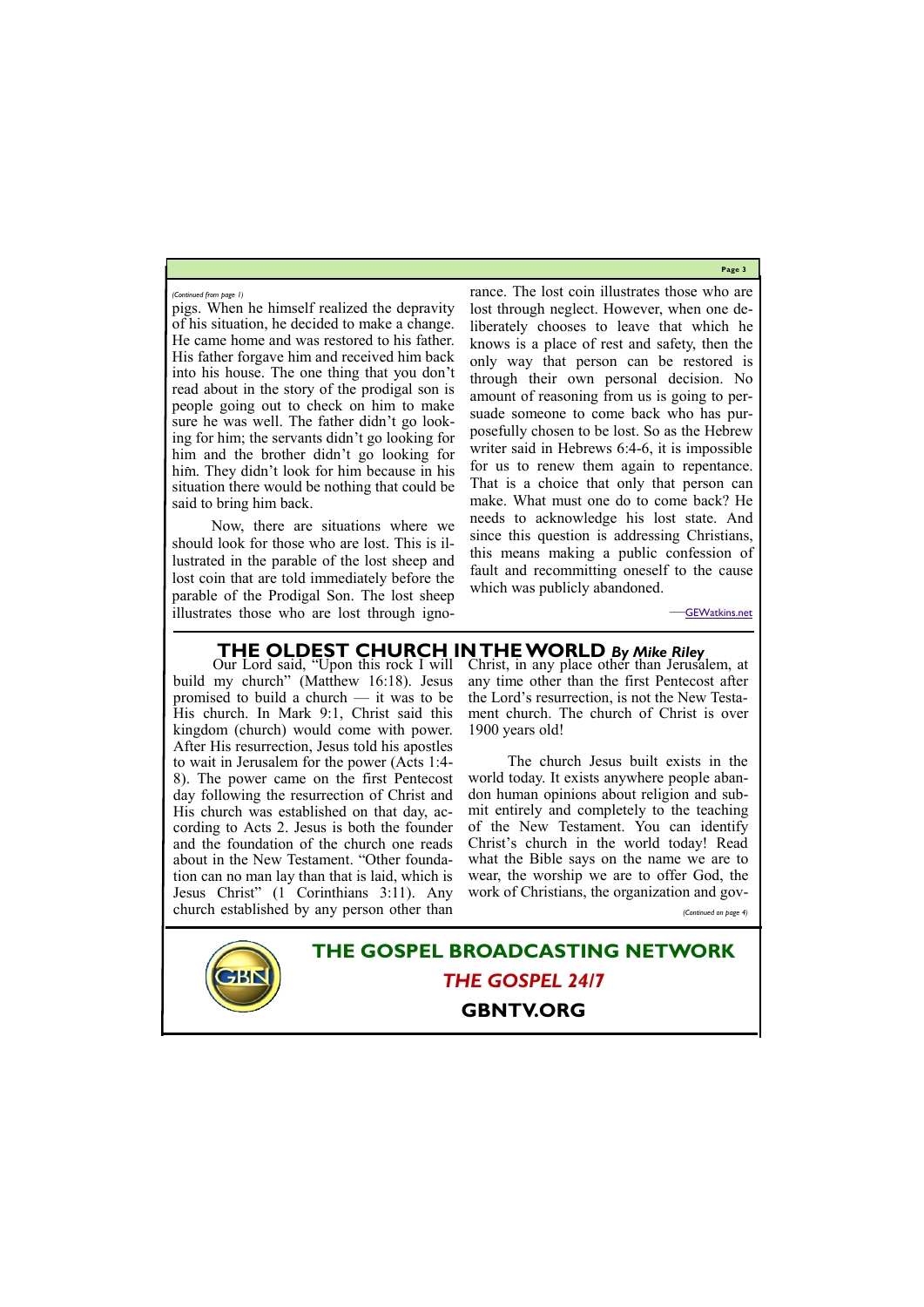*(Continued from page 1)*

pigs. When he himself realized the depravity of his situation, he decided to make a change. He came home and was restored to his father. His father forgave him and received him back into his house. The one thing that you don't read about in the story of the prodigal son is people going out to check on him to make sure he was well. The father didn't go looking for him; the servants didn't go looking for him and the brother didn't go looking for him. They didn't look for him because in his situation there would be nothing that could be said to bring him back.

Now, there are situations where we should look for those who are lost. This is illustrated in the parable of the lost sheep and lost coin that are told immediately before the parable of the Prodigal Son. The lost sheep illustrates those who are lost through ignorance. The lost coin illustrates those who are lost through neglect. However, when one deliberately chooses to leave that which he knows is a place of rest and safety, then the only way that person can be restored is through their own personal decision. No amount of reasoning from us is going to persuade someone to come back who has purposefully chosen to be lost. So as the Hebrew writer said in Hebrews 6:4-6, it is impossible for us to renew them again to repentance. That is a choice that only that person can make. What must one do to come back? He needs to acknowledge his lost state. And since this question is addressing Christians, this means making a public confession of fault and recommitting oneself to the cause which was publicly abandoned.

—GEWatkins.net

## THE OLDEST CHURCH IN THE WORLD *By Mike Riley*

Our Lord said, "Upon this rock I will build my church" (Matthew 16:18). Jesus promised to build a church — it was to be His church. In Mark 9:1, Christ said this kingdom (church) would come with power. After His resurrection, Jesus told his apostles to wait in Jerusalem for the power (Acts 1:4-8). The power came on the first Pentecost day following the resurrection of Christ and His church was established on that day, according to Acts 2. Jesus is both the founder and the foundation of the church one reads about in the New Testament. "Other foundation can no man lay than that is laid, which is Jesus Christ" (1 Corinthians 3:11). Any church established by any person other than Christ, in any place other than Jerusalem, at any time other than the first Pentecost after the Lord's resurrection, is not the New Testament church. The church of Christ is over 1900 years old!

The church Jesus built exists in the world today. It exists anywhere people abandon human opinions about religion and submit entirely and completely to the teaching of the New Testament. You can identify Christ's church in the world today! Read what the Bible says on the name we are to wear, the worship we are to offer God, the work of Christians, the organization and gov-

*(Continued on page 4)*

**THE GOSPEL BROADCASTING NETWORK**

***THE GOSPEL 24/7***

**GBNTV.ORG**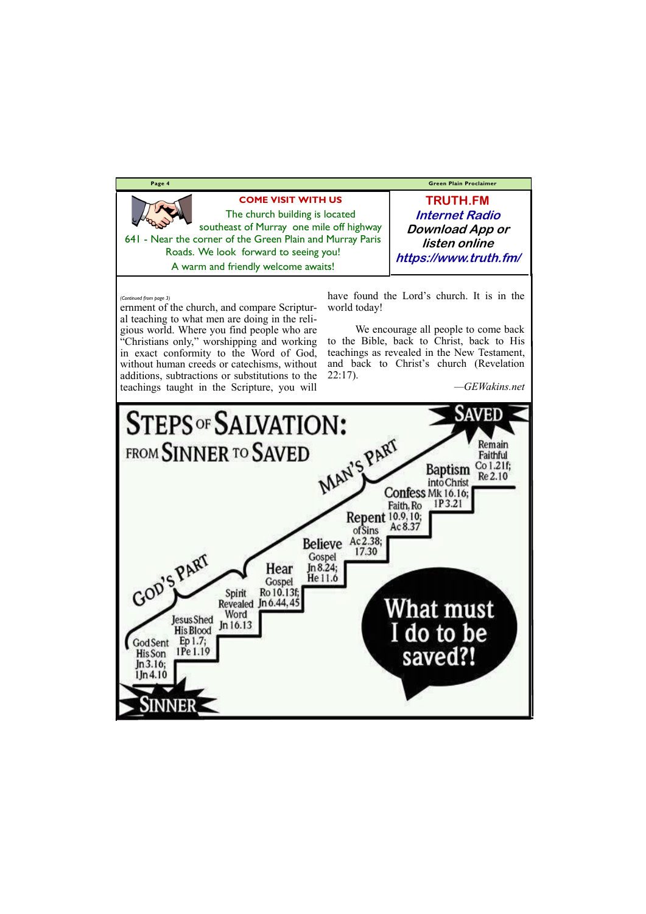## COME VISIT WITH US

The church building is located southeast of Murray one mile off highway 641 - Near the corner of the Green Plain and Murray Paris Roads. We look forward to seeing you!

A warm and friendly welcome awaits!

## TRUTH.FM

*Internet Radio*

*Download App or listen online*

*https://www.truth.fm/*

*(Continued from page 3)*

ernment of the church, and compare Scriptural teaching to what men are doing in the religious world. Where you find people who are "Christians only," worshipping and working in exact conformity to the Word of God, without human creeds or catechisms, without additions, subtractions or substitutions to the teachings taught in the Scripture, you will have found the Lord's church. It is in the world today!

We encourage all people to come back to the Bible, back to Christ, back to His teachings as revealed in the New Testament, and back to Christ's church (Revelation 22:17).

—*GEWakins.net*

STEPS OF SALVATION:
FROM SINNER TO SAVED

SAVED

MAN'S PART

GOD'S PART

Remain Faithful Co 1.21f; Re 2.10

Baptism into Christ 1P 3.21

Confess Faith, Ro 10.9, 10; Mk 16.16;

Repent of Sins Ac 2.38; 17.30; Ac 8.37

Believe Gospel Jn 8.24; He 11.6

Hear Gospel Ro 10.13f; Jn 6.44, 45

Spirit Revealed Word Jn 16.13

Jesus Shed His Blood Ep 1.7; 1Pe 1.19

God Sent His Son Jn 3.16; 1Jn 4.10

SINNER

What must I do to be saved?!